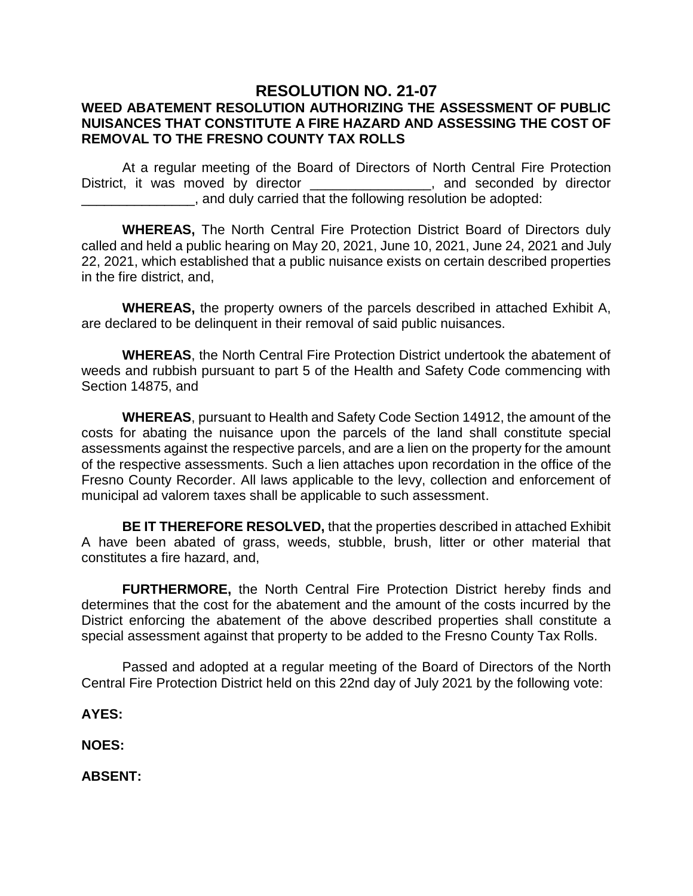# RESOLUTION NO. 21-07

## WEED ABATEMENT RESOLUTION AUTHORIZING THE ASSESSMENT OF PUBLIC NUISANCES THAT CONSTITUTE A FIRE HAZARD AND ASSESSING THE COST OF REMOVAL TO THE FRESNO COUNTY TAX ROLLS

At a regular meeting of the Board of Directors of North Central Fire Protection District, it was moved by director ________________, and seconded by director _______________, and duly carried that the following resolution be adopted:

**WHEREAS,** The North Central Fire Protection District Board of Directors duly called and held a public hearing on May 20, 2021, June 10, 2021, June 24, 2021 and July 22, 2021, which established that a public nuisance exists on certain described properties in the fire district, and,

**WHEREAS,** the property owners of the parcels described in attached Exhibit A, are declared to be delinquent in their removal of said public nuisances.

**WHEREAS**, the North Central Fire Protection District undertook the abatement of weeds and rubbish pursuant to part 5 of the Health and Safety Code commencing with Section 14875, and

**WHEREAS**, pursuant to Health and Safety Code Section 14912, the amount of the costs for abating the nuisance upon the parcels of the land shall constitute special assessments against the respective parcels, and are a lien on the property for the amount of the respective assessments. Such a lien attaches upon recordation in the office of the Fresno County Recorder. All laws applicable to the levy, collection and enforcement of municipal ad valorem taxes shall be applicable to such assessment.

**BE IT THEREFORE RESOLVED,** that the properties described in attached Exhibit A have been abated of grass, weeds, stubble, brush, litter or other material that constitutes a fire hazard, and,

**FURTHERMORE,** the North Central Fire Protection District hereby finds and determines that the cost for the abatement and the amount of the costs incurred by the District enforcing the abatement of the above described properties shall constitute a special assessment against that property to be added to the Fresno County Tax Rolls.

Passed and adopted at a regular meeting of the Board of Directors of the North Central Fire Protection District held on this 22nd day of July 2021 by the following vote:

**AYES:**

**NOES:**

**ABSENT:**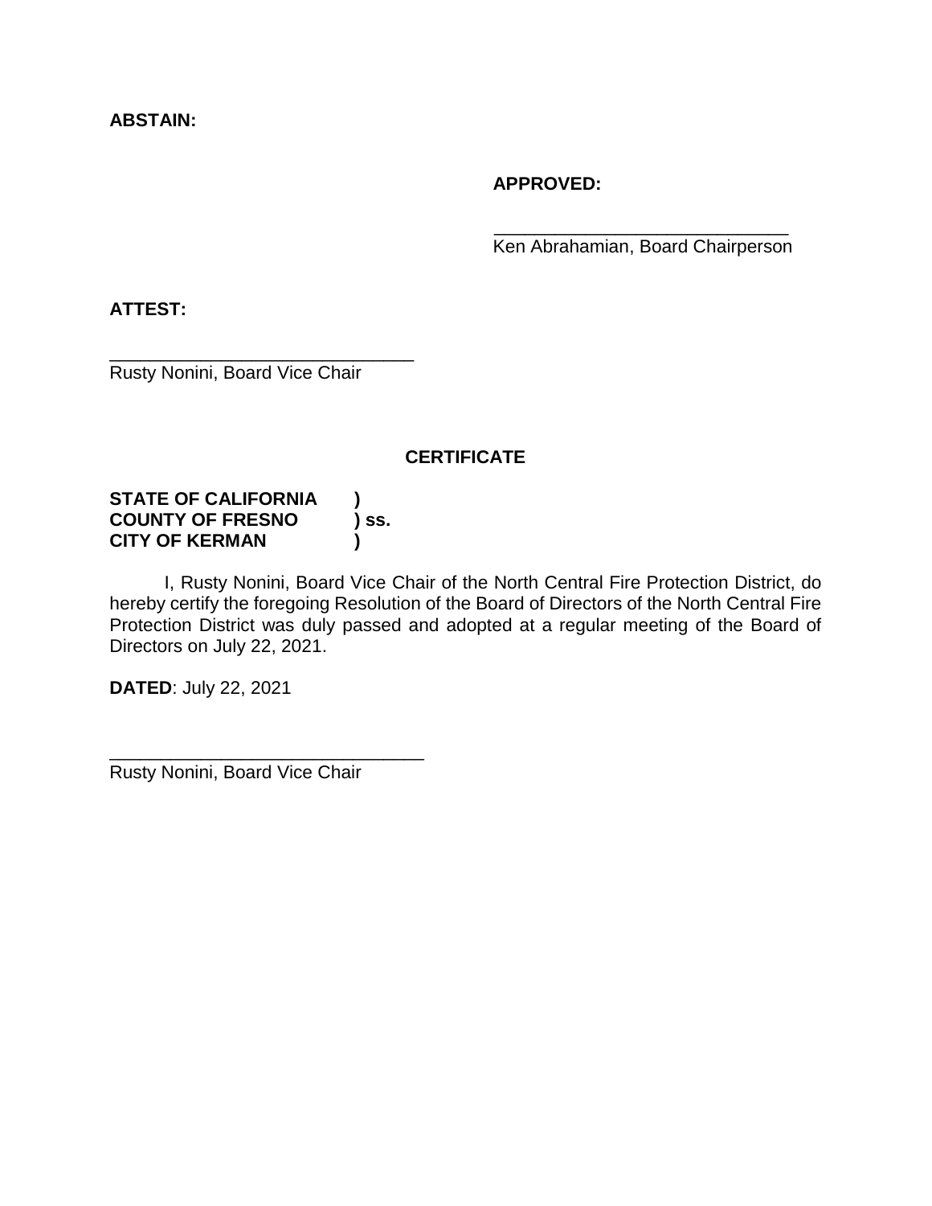**ABSTAIN:**

**APPROVED:**

\_\_\_\_\_\_\_\_\_\_\_\_\_\_\_\_\_\_\_\_\_\_\_\_\_\_\_\_\_\_
Ken Abrahamian, Board Chairperson

**ATTEST:**

\_\_\_\_\_\_\_\_\_\_\_\_\_\_\_\_\_\_\_\_\_\_\_\_\_\_\_\_\_\_
Rusty Nonini, Board Vice Chair

**CERTIFICATE**

**STATE OF CALIFORNIA )**
**COUNTY OF FRESNO ) ss.**
**CITY OF KERMAN )**

I, Rusty Nonini, Board Vice Chair of the North Central Fire Protection District, do hereby certify the foregoing Resolution of the Board of Directors of the North Central Fire Protection District was duly passed and adopted at a regular meeting of the Board of Directors on July 22, 2021.

**DATED**: July 22, 2021

\_\_\_\_\_\_\_\_\_\_\_\_\_\_\_\_\_\_\_\_\_\_\_\_\_\_\_\_\_\_
Rusty Nonini, Board Vice Chair